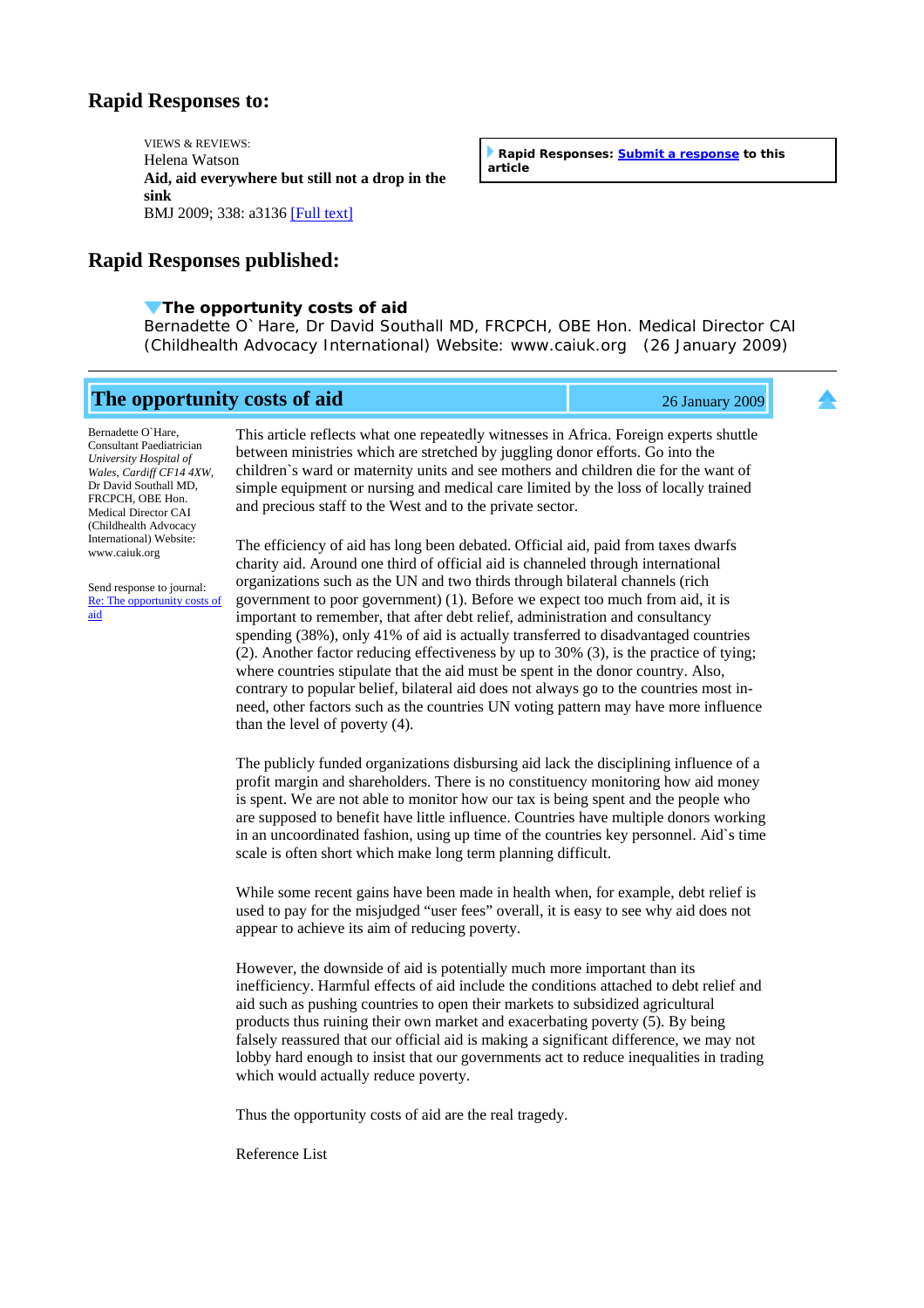## Rapid Responses to:

VIEWS & REVIEWS:
Helena Watson
**Aid, aid everywhere but still not a drop in the sink**
BMJ 2009; 338: a3136 [Full text]

**Rapid Responses: Submit a response to this article**

## Rapid Responses published:

**The opportunity costs of aid**
Bernadette O`Hare, Dr David Southall MD, FRCPCH, OBE Hon. Medical Director CAI (Childhealth Advocacy International) Website: www.caiuk.org (26 January 2009)

---

### The opportunity costs of aid

26 January 2009

Bernadette O`Hare,
Consultant Paediatrician
*University Hospital of Wales, Cardiff CF14 4XW,*
Dr David Southall MD, FRCPCH, OBE Hon. Medical Director CAI (Childhealth Advocacy International) Website: www.caiuk.org

Send response to journal:
Re: The opportunity costs of aid

This article reflects what one repeatedly witnesses in Africa. Foreign experts shuttle between ministries which are stretched by juggling donor efforts. Go into the children`s ward or maternity units and see mothers and children die for the want of simple equipment or nursing and medical care limited by the loss of locally trained and precious staff to the West and to the private sector.

The efficiency of aid has long been debated. Official aid, paid from taxes dwarfs charity aid. Around one third of official aid is channeled through international organizations such as the UN and two thirds through bilateral channels (rich government to poor government) (1). Before we expect too much from aid, it is important to remember, that after debt relief, administration and consultancy spending (38%), only 41% of aid is actually transferred to disadvantaged countries (2). Another factor reducing effectiveness by up to 30% (3), is the practice of tying; where countries stipulate that the aid must be spent in the donor country. Also, contrary to popular belief, bilateral aid does not always go to the countries most in-need, other factors such as the countries UN voting pattern may have more influence than the level of poverty (4).

The publicly funded organizations disbursing aid lack the disciplining influence of a profit margin and shareholders. There is no constituency monitoring how aid money is spent. We are not able to monitor how our tax is being spent and the people who are supposed to benefit have little influence. Countries have multiple donors working in an uncoordinated fashion, using up time of the countries key personnel. Aid`s time scale is often short which make long term planning difficult.

While some recent gains have been made in health when, for example, debt relief is used to pay for the misjudged "user fees" overall, it is easy to see why aid does not appear to achieve its aim of reducing poverty.

However, the downside of aid is potentially much more important than its inefficiency. Harmful effects of aid include the conditions attached to debt relief and aid such as pushing countries to open their markets to subsidized agricultural products thus ruining their own market and exacerbating poverty (5). By being falsely reassured that our official aid is making a significant difference, we may not lobby hard enough to insist that our governments act to reduce inequalities in trading which would actually reduce poverty.

Thus the opportunity costs of aid are the real tragedy.

Reference List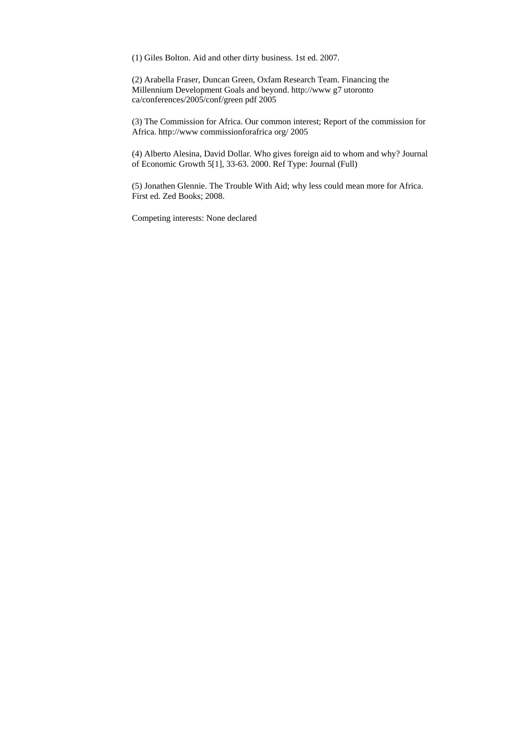(1) Giles Bolton. Aid and other dirty business. 1st ed. 2007.

(2) Arabella Fraser, Duncan Green, Oxfam Research Team. Financing the Millennium Development Goals and beyond. http://www g7 utoronto ca/conferences/2005/conf/green pdf 2005

(3) The Commission for Africa. Our common interest; Report of the commission for Africa. http://www commissionforafrica org/ 2005

(4) Alberto Alesina, David Dollar. Who gives foreign aid to whom and why? Journal of Economic Growth 5[1], 33-63. 2000. Ref Type: Journal (Full)

(5) Jonathen Glennie. The Trouble With Aid; why less could mean more for Africa. First ed. Zed Books; 2008.

Competing interests: None declared